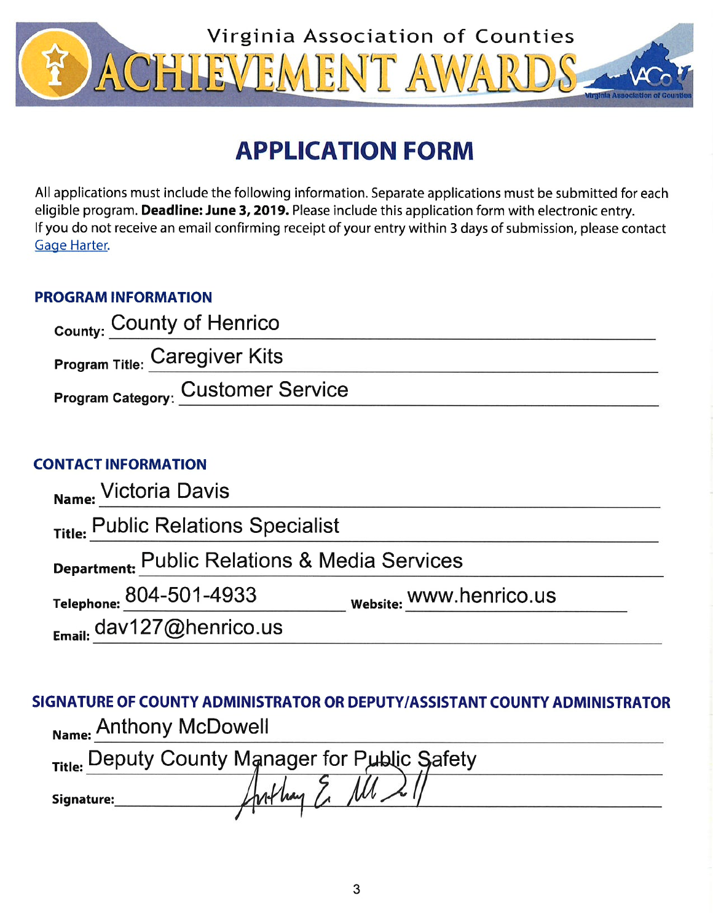# Virginia Association of Counties ACHIEVEMENT AWARDS

## APPLICATION FORM

All applications must include the following information. Separate applications must be submitted for each eligible program. **Deadline: June 3, 2019.** Please include this application form with electronic entry. If you do not receive an email confirming receipt of your entry within 3 days of submission, please contact Gage Harter.

### PROGRAM INFORMATION

**County:** County of Henrico

**Program Title:** Caregiver Kits

**Program Category:** Customer Service

### CONTACT INFORMATION

**Name:** Victoria Davis

**Title:** Public Relations Specialist

**Department:** Public Relations & Media Services

**Telephone:** 804-501-4933 **Website:** www.henrico.us

**Email:** dav127@henrico.us

### SIGNATURE OF COUNTY ADMINISTRATOR OR DEPUTY/ASSISTANT COUNTY ADMINISTRATOR

**Name:** Anthony McDowell

**Title:** Deputy County Manager for Public Safety

**Signature:** Anthony E. McDowell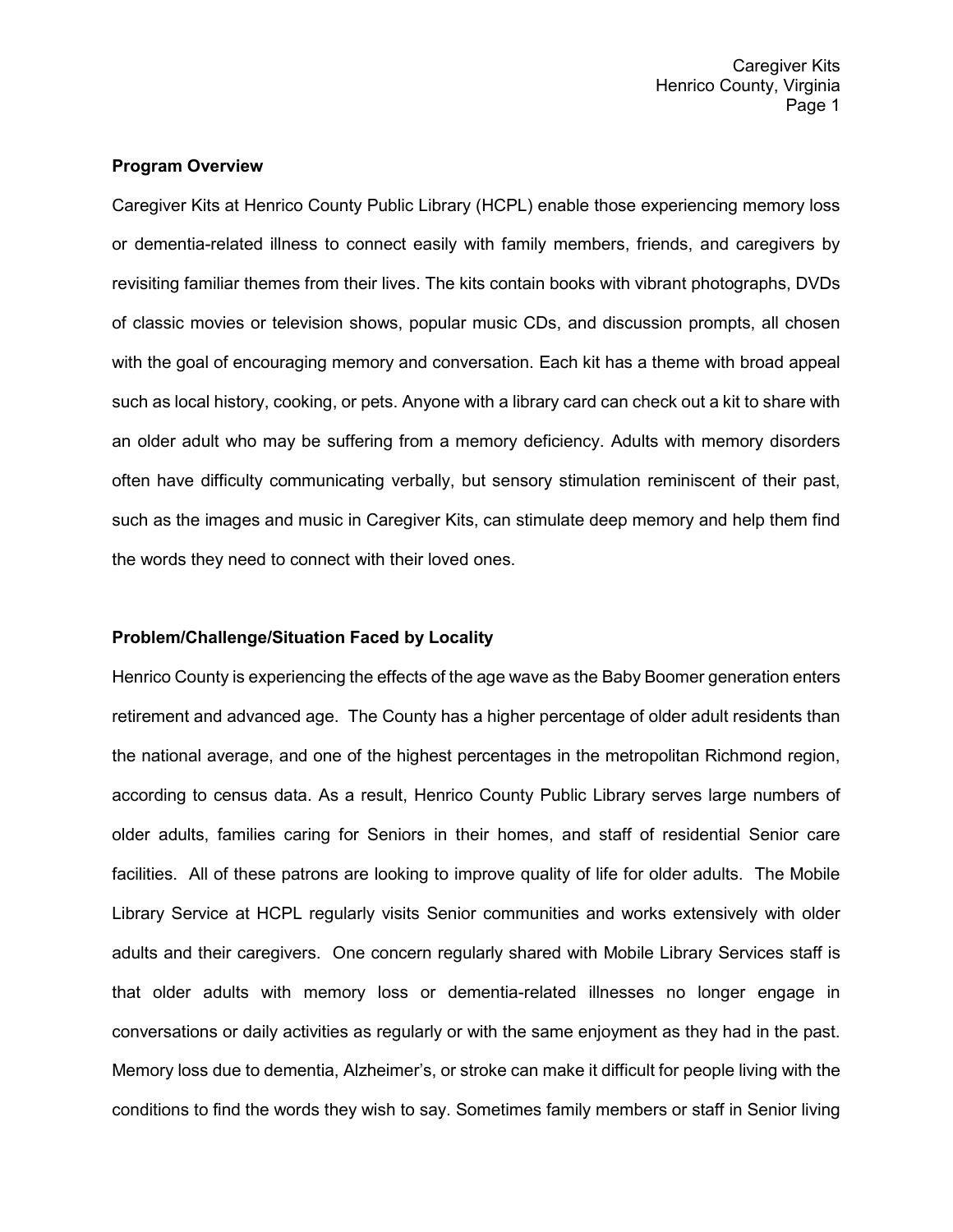**Program Overview**

Caregiver Kits at Henrico County Public Library (HCPL) enable those experiencing memory loss or dementia-related illness to connect easily with family members, friends, and caregivers by revisiting familiar themes from their lives. The kits contain books with vibrant photographs, DVDs of classic movies or television shows, popular music CDs, and discussion prompts, all chosen with the goal of encouraging memory and conversation. Each kit has a theme with broad appeal such as local history, cooking, or pets. Anyone with a library card can check out a kit to share with an older adult who may be suffering from a memory deficiency. Adults with memory disorders often have difficulty communicating verbally, but sensory stimulation reminiscent of their past, such as the images and music in Caregiver Kits, can stimulate deep memory and help them find the words they need to connect with their loved ones.

**Problem/Challenge/Situation Faced by Locality**

Henrico County is experiencing the effects of the age wave as the Baby Boomer generation enters retirement and advanced age. The County has a higher percentage of older adult residents than the national average, and one of the highest percentages in the metropolitan Richmond region, according to census data. As a result, Henrico County Public Library serves large numbers of older adults, families caring for Seniors in their homes, and staff of residential Senior care facilities. All of these patrons are looking to improve quality of life for older adults. The Mobile Library Service at HCPL regularly visits Senior communities and works extensively with older adults and their caregivers. One concern regularly shared with Mobile Library Services staff is that older adults with memory loss or dementia-related illnesses no longer engage in conversations or daily activities as regularly or with the same enjoyment as they had in the past. Memory loss due to dementia, Alzheimer's, or stroke can make it difficult for people living with the conditions to find the words they wish to say. Sometimes family members or staff in Senior living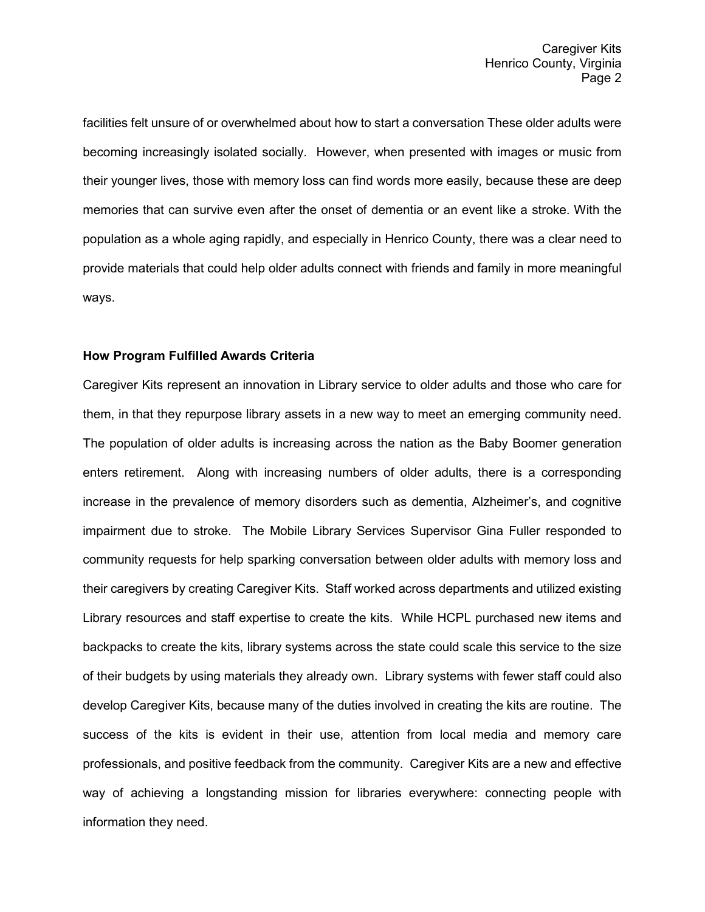facilities felt unsure of or overwhelmed about how to start a conversation These older adults were becoming increasingly isolated socially. However, when presented with images or music from their younger lives, those with memory loss can find words more easily, because these are deep memories that can survive even after the onset of dementia or an event like a stroke. With the population as a whole aging rapidly, and especially in Henrico County, there was a clear need to provide materials that could help older adults connect with friends and family in more meaningful ways.

**How Program Fulfilled Awards Criteria**

Caregiver Kits represent an innovation in Library service to older adults and those who care for them, in that they repurpose library assets in a new way to meet an emerging community need. The population of older adults is increasing across the nation as the Baby Boomer generation enters retirement. Along with increasing numbers of older adults, there is a corresponding increase in the prevalence of memory disorders such as dementia, Alzheimer's, and cognitive impairment due to stroke. The Mobile Library Services Supervisor Gina Fuller responded to community requests for help sparking conversation between older adults with memory loss and their caregivers by creating Caregiver Kits. Staff worked across departments and utilized existing Library resources and staff expertise to create the kits. While HCPL purchased new items and backpacks to create the kits, library systems across the state could scale this service to the size of their budgets by using materials they already own. Library systems with fewer staff could also develop Caregiver Kits, because many of the duties involved in creating the kits are routine. The success of the kits is evident in their use, attention from local media and memory care professionals, and positive feedback from the community. Caregiver Kits are a new and effective way of achieving a longstanding mission for libraries everywhere: connecting people with information they need.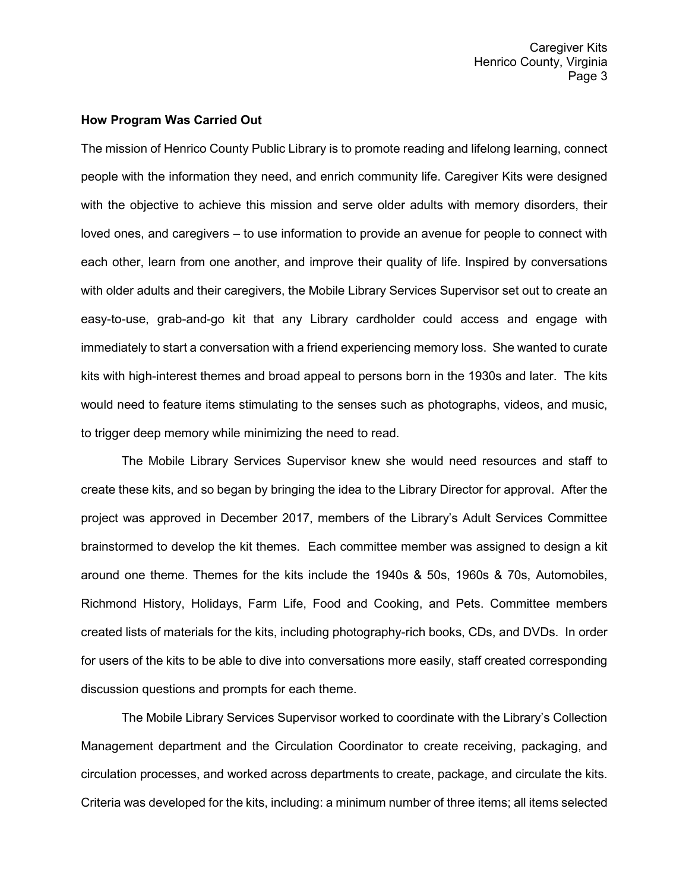**How Program Was Carried Out**

The mission of Henrico County Public Library is to promote reading and lifelong learning, connect people with the information they need, and enrich community life. Caregiver Kits were designed with the objective to achieve this mission and serve older adults with memory disorders, their loved ones, and caregivers – to use information to provide an avenue for people to connect with each other, learn from one another, and improve their quality of life. Inspired by conversations with older adults and their caregivers, the Mobile Library Services Supervisor set out to create an easy-to-use, grab-and-go kit that any Library cardholder could access and engage with immediately to start a conversation with a friend experiencing memory loss. She wanted to curate kits with high-interest themes and broad appeal to persons born in the 1930s and later. The kits would need to feature items stimulating to the senses such as photographs, videos, and music, to trigger deep memory while minimizing the need to read.

The Mobile Library Services Supervisor knew she would need resources and staff to create these kits, and so began by bringing the idea to the Library Director for approval. After the project was approved in December 2017, members of the Library's Adult Services Committee brainstormed to develop the kit themes. Each committee member was assigned to design a kit around one theme. Themes for the kits include the 1940s & 50s, 1960s & 70s, Automobiles, Richmond History, Holidays, Farm Life, Food and Cooking, and Pets. Committee members created lists of materials for the kits, including photography-rich books, CDs, and DVDs. In order for users of the kits to be able to dive into conversations more easily, staff created corresponding discussion questions and prompts for each theme.

The Mobile Library Services Supervisor worked to coordinate with the Library's Collection Management department and the Circulation Coordinator to create receiving, packaging, and circulation processes, and worked across departments to create, package, and circulate the kits. Criteria was developed for the kits, including: a minimum number of three items; all items selected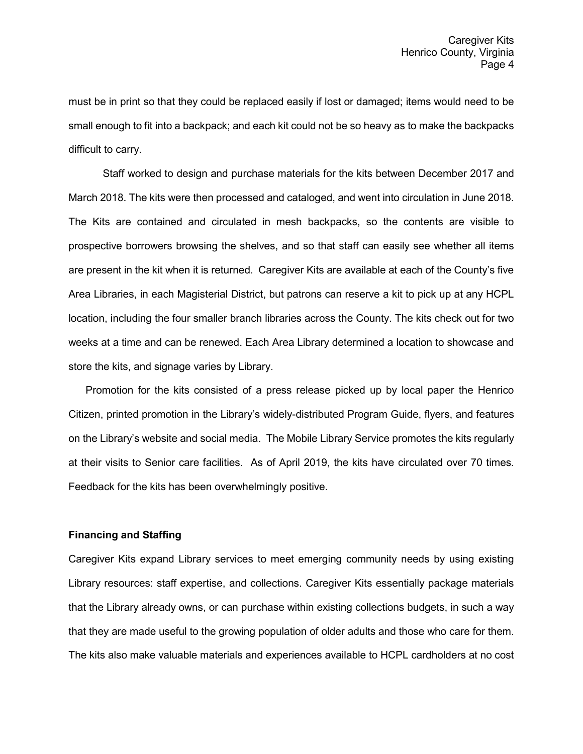must be in print so that they could be replaced easily if lost or damaged; items would need to be small enough to fit into a backpack; and each kit could not be so heavy as to make the backpacks difficult to carry.

Staff worked to design and purchase materials for the kits between December 2017 and March 2018. The kits were then processed and cataloged, and went into circulation in June 2018. The Kits are contained and circulated in mesh backpacks, so the contents are visible to prospective borrowers browsing the shelves, and so that staff can easily see whether all items are present in the kit when it is returned. Caregiver Kits are available at each of the County's five Area Libraries, in each Magisterial District, but patrons can reserve a kit to pick up at any HCPL location, including the four smaller branch libraries across the County. The kits check out for two weeks at a time and can be renewed. Each Area Library determined a location to showcase and store the kits, and signage varies by Library.

Promotion for the kits consisted of a press release picked up by local paper the Henrico Citizen, printed promotion in the Library's widely-distributed Program Guide, flyers, and features on the Library's website and social media. The Mobile Library Service promotes the kits regularly at their visits to Senior care facilities. As of April 2019, the kits have circulated over 70 times. Feedback for the kits has been overwhelmingly positive.

**Financing and Staffing**

Caregiver Kits expand Library services to meet emerging community needs by using existing Library resources: staff expertise, and collections. Caregiver Kits essentially package materials that the Library already owns, or can purchase within existing collections budgets, in such a way that they are made useful to the growing population of older adults and those who care for them. The kits also make valuable materials and experiences available to HCPL cardholders at no cost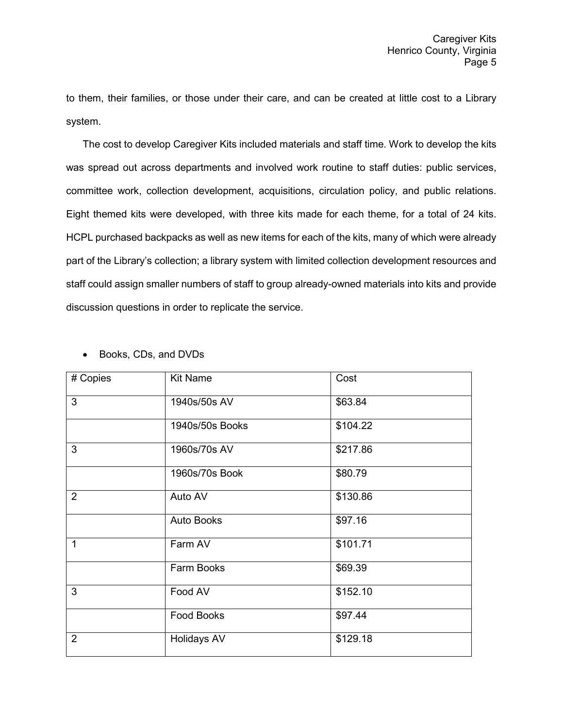to them, their families, or those under their care, and can be created at little cost to a Library system.

The cost to develop Caregiver Kits included materials and staff time. Work to develop the kits was spread out across departments and involved work routine to staff duties: public services, committee work, collection development, acquisitions, circulation policy, and public relations. Eight themed kits were developed, with three kits made for each theme, for a total of 24 kits. HCPL purchased backpacks as well as new items for each of the kits, many of which were already part of the Library's collection; a library system with limited collection development resources and staff could assign smaller numbers of staff to group already-owned materials into kits and provide discussion questions in order to replicate the service.

- Books, CDs, and DVDs

| # Copies | Kit Name | Cost |
|---|---|---|
| 3 | 1940s/50s AV | $63.84 |
| | 1940s/50s Books | $104.22 |
| 3 | 1960s/70s AV | $217.86 |
| | 1960s/70s Book | $80.79 |
| 2 | Auto AV | $130.86 |
| | Auto Books | $97.16 |
| 1 | Farm AV | $101.71 |
| | Farm Books | $69.39 |
| 3 | Food AV | $152.10 |
| | Food Books | $97.44 |
| 2 | Holidays AV | $129.18 |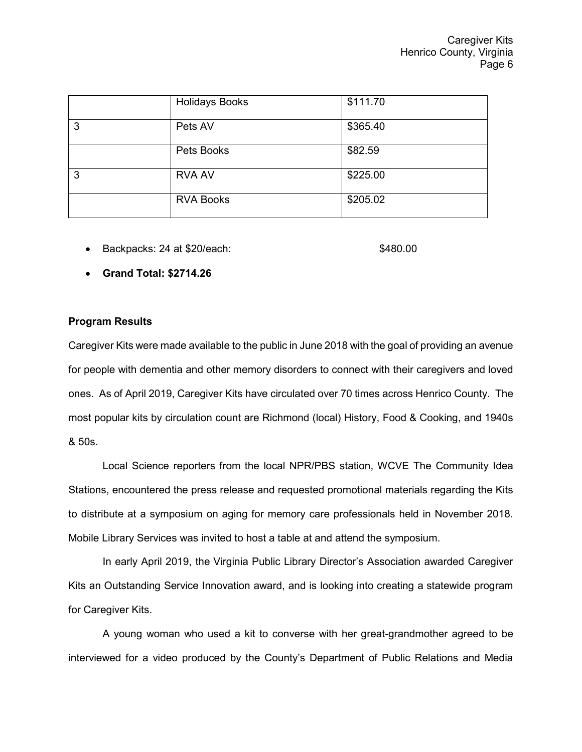|   |   |   |
|---|---|---|
|   | Holidays Books | $111.70 |
| 3 | Pets AV | $365.40 |
|   | Pets Books | $82.59 |
| 3 | RVA AV | $225.00 |
|   | RVA Books | $205.02 |

- Backpacks: 24 at $20/each: $480.00
- **Grand Total: $2714.26**

**Program Results**

Caregiver Kits were made available to the public in June 2018 with the goal of providing an avenue for people with dementia and other memory disorders to connect with their caregivers and loved ones. As of April 2019, Caregiver Kits have circulated over 70 times across Henrico County. The most popular kits by circulation count are Richmond (local) History, Food & Cooking, and 1940s & 50s.

Local Science reporters from the local NPR/PBS station, WCVE The Community Idea Stations, encountered the press release and requested promotional materials regarding the Kits to distribute at a symposium on aging for memory care professionals held in November 2018. Mobile Library Services was invited to host a table at and attend the symposium.

In early April 2019, the Virginia Public Library Director's Association awarded Caregiver Kits an Outstanding Service Innovation award, and is looking into creating a statewide program for Caregiver Kits.

A young woman who used a kit to converse with her great-grandmother agreed to be interviewed for a video produced by the County's Department of Public Relations and Media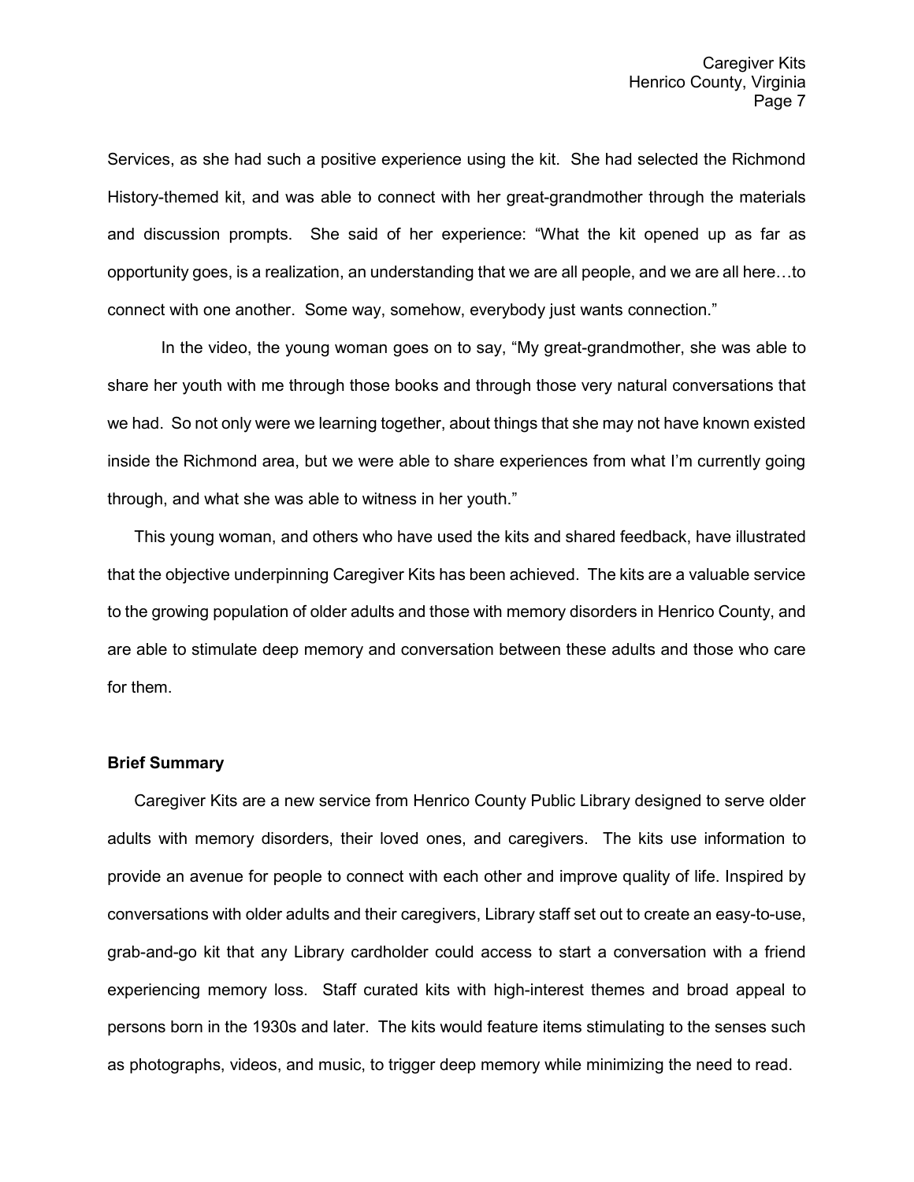Services, as she had such a positive experience using the kit. She had selected the Richmond History-themed kit, and was able to connect with her great-grandmother through the materials and discussion prompts. She said of her experience: "What the kit opened up as far as opportunity goes, is a realization, an understanding that we are all people, and we are all here…to connect with one another. Some way, somehow, everybody just wants connection."

In the video, the young woman goes on to say, "My great-grandmother, she was able to share her youth with me through those books and through those very natural conversations that we had. So not only were we learning together, about things that she may not have known existed inside the Richmond area, but we were able to share experiences from what I'm currently going through, and what she was able to witness in her youth."

This young woman, and others who have used the kits and shared feedback, have illustrated that the objective underpinning Caregiver Kits has been achieved. The kits are a valuable service to the growing population of older adults and those with memory disorders in Henrico County, and are able to stimulate deep memory and conversation between these adults and those who care for them.

**Brief Summary**

Caregiver Kits are a new service from Henrico County Public Library designed to serve older adults with memory disorders, their loved ones, and caregivers. The kits use information to provide an avenue for people to connect with each other and improve quality of life. Inspired by conversations with older adults and their caregivers, Library staff set out to create an easy-to-use, grab-and-go kit that any Library cardholder could access to start a conversation with a friend experiencing memory loss. Staff curated kits with high-interest themes and broad appeal to persons born in the 1930s and later. The kits would feature items stimulating to the senses such as photographs, videos, and music, to trigger deep memory while minimizing the need to read.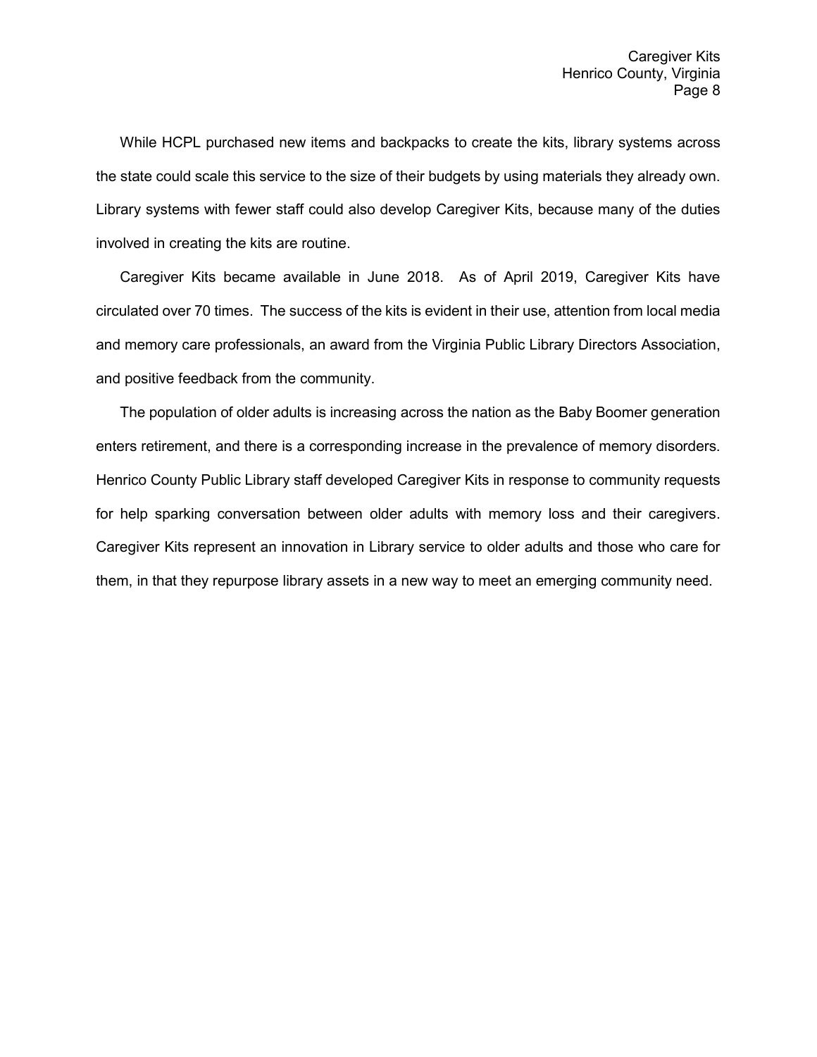While HCPL purchased new items and backpacks to create the kits, library systems across the state could scale this service to the size of their budgets by using materials they already own. Library systems with fewer staff could also develop Caregiver Kits, because many of the duties involved in creating the kits are routine.

Caregiver Kits became available in June 2018. As of April 2019, Caregiver Kits have circulated over 70 times. The success of the kits is evident in their use, attention from local media and memory care professionals, an award from the Virginia Public Library Directors Association, and positive feedback from the community.

The population of older adults is increasing across the nation as the Baby Boomer generation enters retirement, and there is a corresponding increase in the prevalence of memory disorders. Henrico County Public Library staff developed Caregiver Kits in response to community requests for help sparking conversation between older adults with memory loss and their caregivers. Caregiver Kits represent an innovation in Library service to older adults and those who care for them, in that they repurpose library assets in a new way to meet an emerging community need.